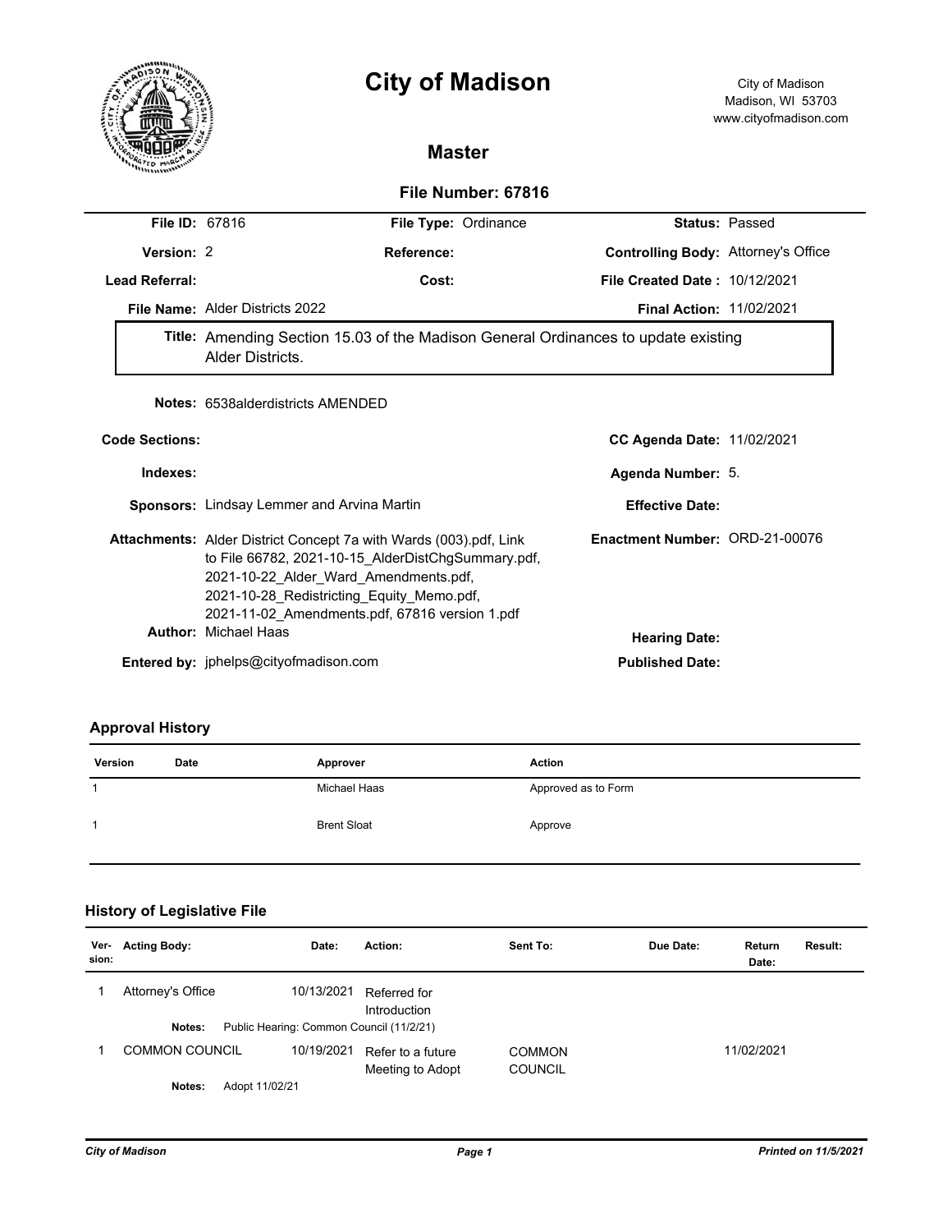# City of Madison

City of Madison
Madison, WI 53703
www.cityofmadison.com

## Master

### File Number: 67816

| | | | |
|---|---|---|---|
| **File ID:** 67816 | **File Type:** Ordinance | **Status:** Passed | |
| **Version:** 2 | **Reference:** | **Controlling Body:** Attorney's Office | |
| **Lead Referral:** | **Cost:** | **File Created Date :** 10/12/2021 | |
| **File Name:** Alder Districts 2022 | | **Final Action:** 11/02/2021 | |

**Title:** Amending Section 15.03 of the Madison General Ordinances to update existing Alder Districts.

**Notes:** 6538alderdistricts AMENDED

**Code Sections:**

**CC Agenda Date:** 11/02/2021

**Indexes:**

**Agenda Number:** 5.

**Sponsors:** Lindsay Lemmer and Arvina Martin

**Effective Date:**

**Attachments:** Alder District Concept 7a with Wards (003).pdf, Link to File 66782, 2021-10-15_AlderDistChgSummary.pdf, 2021-10-22_Alder_Ward_Amendments.pdf, 2021-10-28_Redistricting_Equity_Memo.pdf, 2021-11-02_Amendments.pdf, 67816 version 1.pdf

**Enactment Number:** ORD-21-00076

**Author:** Michael Haas

**Hearing Date:**

**Entered by:** jphelps@cityofmadison.com

**Published Date:**

### Approval History

| Version | Date | Approver | Action |
|---|---|---|---|
| 1 | | Michael Haas | Approved as to Form |
| 1 | | Brent Sloat | Approve |

### History of Legislative File

| Ver-sion: | Acting Body: | Date: | Action: | Sent To: | Due Date: | Return Date: | Result: |
|---|---|---|---|---|---|---|---|
| 1 | Attorney's Office | 10/13/2021 | Referred for Introduction | | | | |
| | **Notes:** Public Hearing: Common Council (11/2/21) | | | | | | |
| 1 | COMMON COUNCIL | 10/19/2021 | Refer to a future Meeting to Adopt | COMMON COUNCIL | | 11/02/2021 | |
| | **Notes:** Adopt 11/02/21 | | | | | | |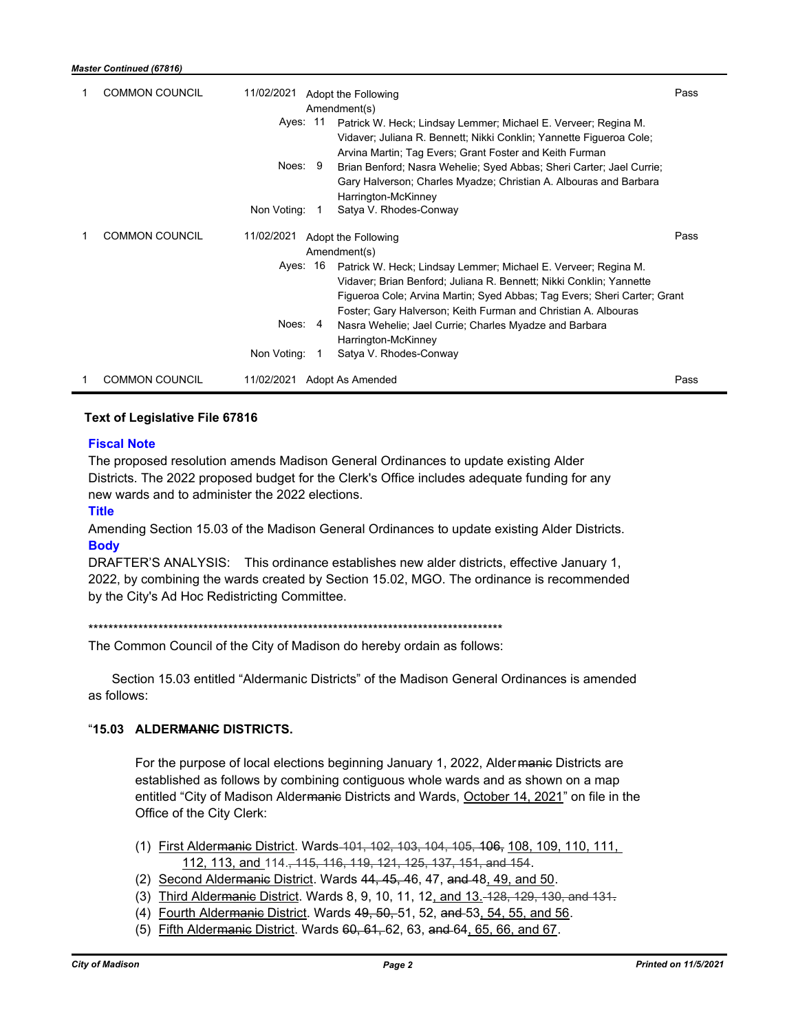*Master Continued (67816)*

| | | | | |
|---|---|---|---|---|
| 1 | COMMON COUNCIL | 11/02/2021 | Adopt the Following Amendment(s) | Pass |
| | | Ayes: 11 | Patrick W. Heck; Lindsay Lemmer; Michael E. Verveer; Regina M. Vidaver; Juliana R. Bennett; Nikki Conklin; Yannette Figueroa Cole; Arvina Martin; Tag Evers; Grant Foster and Keith Furman | |
| | | Noes: 9 | Brian Benford; Nasra Wehelie; Syed Abbas; Sheri Carter; Jael Currie; Gary Halverson; Charles Myadze; Christian A. Albouras and Barbara Harrington-McKinney | |
| | | Non Voting: 1 | Satya V. Rhodes-Conway | |
| 1 | COMMON COUNCIL | 11/02/2021 | Adopt the Following Amendment(s) | Pass |
| | | Ayes: 16 | Patrick W. Heck; Lindsay Lemmer; Michael E. Verveer; Regina M. Vidaver; Brian Benford; Juliana R. Bennett; Nikki Conklin; Yannette Figueroa Cole; Arvina Martin; Syed Abbas; Tag Evers; Sheri Carter; Grant Foster; Gary Halverson; Keith Furman and Christian A. Albouras | |
| | | Noes: 4 | Nasra Wehelie; Jael Currie; Charles Myadze and Barbara Harrington-McKinney | |
| | | Non Voting: 1 | Satya V. Rhodes-Conway | |
| 1 | COMMON COUNCIL | 11/02/2021 | Adopt As Amended | Pass |

## Text of Legislative File 67816

### Fiscal Note

The proposed resolution amends Madison General Ordinances to update existing Alder Districts. The 2022 proposed budget for the Clerk's Office includes adequate funding for any new wards and to administer the 2022 elections.

### Title

Amending Section 15.03 of the Madison General Ordinances to update existing Alder Districts.

### Body

DRAFTER'S ANALYSIS: This ordinance establishes new alder districts, effective January 1, 2022, by combining the wards created by Section 15.02, MGO. The ordinance is recommended by the City's Ad Hoc Redistricting Committee.

*****************************************************************************************

The Common Council of the City of Madison do hereby ordain as follows:

Section 15.03 entitled "Aldermanic Districts" of the Madison General Ordinances is amended as follows:

"**15.03 ALDER~~MANIC~~ DISTRICTS.**

For the purpose of local elections beginning January 1, 2022, Alder ~~manic~~ Districts are established as follows by combining contiguous whole wards and as shown on a map entitled "City of Madison Alder~~manic~~ Districts and Wards, October 14, 2021" on file in the Office of the City Clerk:

(1) First Alder~~manic~~ District. Wards ~~101, 102, 103, 104, 105, 106,~~ 108, 109, 110, 111, 112, 113, and 114~~., 115, 116, 119, 121, 125, 137, 151, and 154~~.
(2) Second Alder~~manic~~ District. Wards ~~44, 45,~~ 46, 47, ~~and~~ 48, 49, and 50.
(3) Third Alder~~manic~~ District. Wards 8, 9, 10, 11, 12, and 13. ~~128, 129, 130, and 131.~~
(4) Fourth Alder~~manic~~ District. Wards ~~49, 50,~~ 51, 52, ~~and~~ 53, 54, 55, and 56.
(5) Fifth Alder~~manic~~ District. Wards ~~60, 61,~~ 62, 63, ~~and~~ 64, 65, 66, and 67.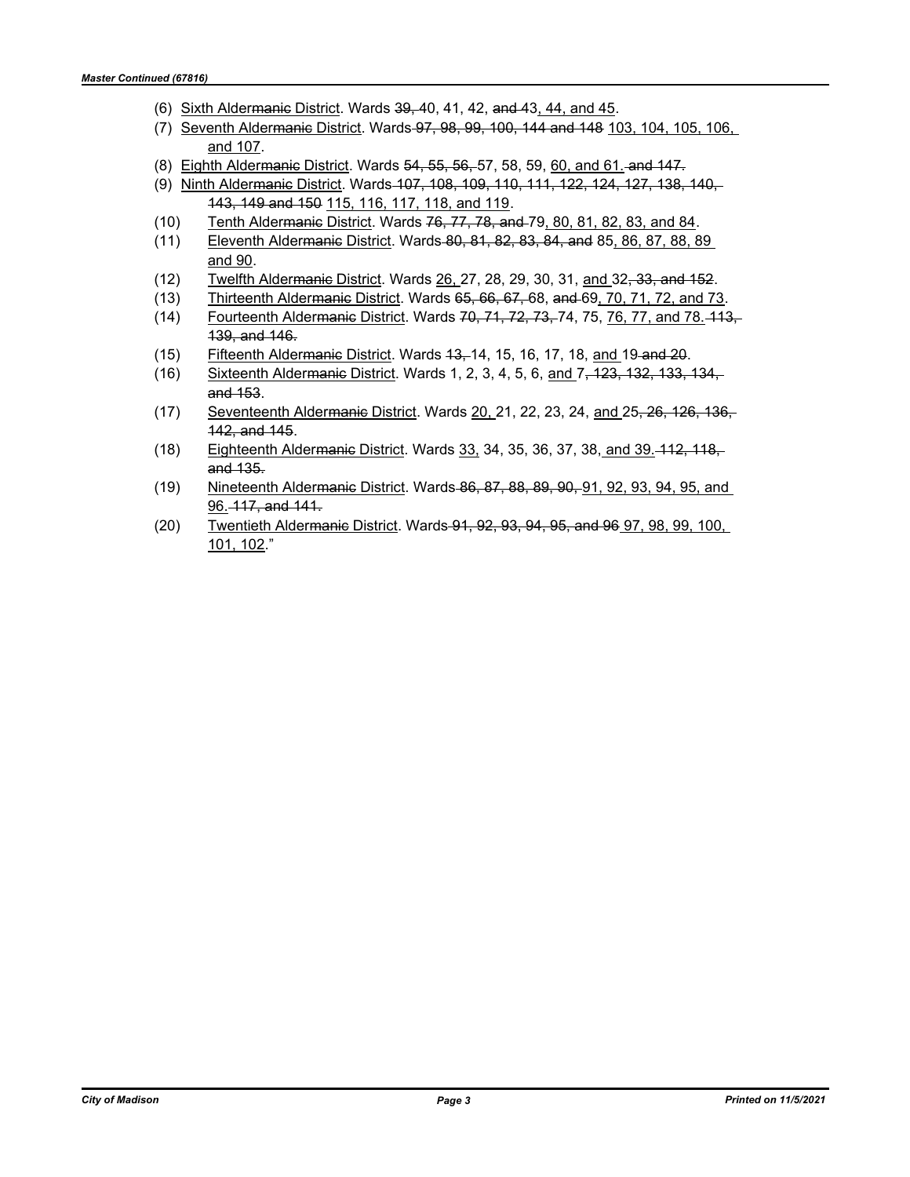(6) Sixth Alder~~manic~~ District. Wards ~~39,~~ 40, 41, 42, ~~and~~ 43, 44, and 45.

(7) Seventh Alder~~manic~~ District. Wards ~~97, 98, 99, 100, 144 and 148~~ 103, 104, 105, 106, and 107.

(8) Eighth Alder~~manic~~ District. Wards ~~54, 55, 56,~~ 57, 58, 59, 60, and 61. ~~and 147.~~

(9) Ninth Alder~~manic~~ District. Wards ~~107, 108, 109, 110, 111, 122, 124, 127, 138, 140, 143, 149 and 150~~ 115, 116, 117, 118, and 119.

(10) Tenth Alder~~manic~~ District. Wards ~~76, 77, 78, and~~ 79, 80, 81, 82, 83, and 84.

(11) Eleventh Alder~~manic~~ District. Wards ~~80, 81, 82, 83, 84, and~~ 85, 86, 87, 88, 89 and 90.

(12) Twelfth Alder~~manic~~ District. Wards 26, 27, 28, 29, 30, 31, and 32~~, 33, and 152~~.

(13) Thirteenth Alder~~manic~~ District. Wards ~~65, 66, 67,~~ 68, ~~and~~ 69, 70, 71, 72, and 73.

(14) Fourteenth Alder~~manic~~ District. Wards ~~70, 71, 72, 73,~~ 74, 75, 76, 77, and 78. ~~113, 139, and 146.~~

(15) Fifteenth Alder~~manic~~ District. Wards ~~13,~~ 14, 15, 16, 17, 18, and 19 ~~and 20~~.

(16) Sixteenth Alder~~manic~~ District. Wards 1, 2, 3, 4, 5, 6, and 7~~, 123, 132, 133, 134, and 153~~.

(17) Seventeenth Alder~~manic~~ District. Wards 20, 21, 22, 23, 24, and 25~~, 26, 126, 136, 142, and 145~~.

(18) Eighteenth Alder~~manic~~ District. Wards 33, 34, 35, 36, 37, 38, and 39. ~~112, 118, and 135.~~

(19) Nineteenth Alder~~manic~~ District. Wards ~~86, 87, 88, 89, 90,~~ 91, 92, 93, 94, 95, and 96. ~~117, and 141.~~

(20) Twentieth Alder~~manic~~ District. Wards ~~91, 92, 93, 94, 95, and 96~~ 97, 98, 99, 100, 101, 102."